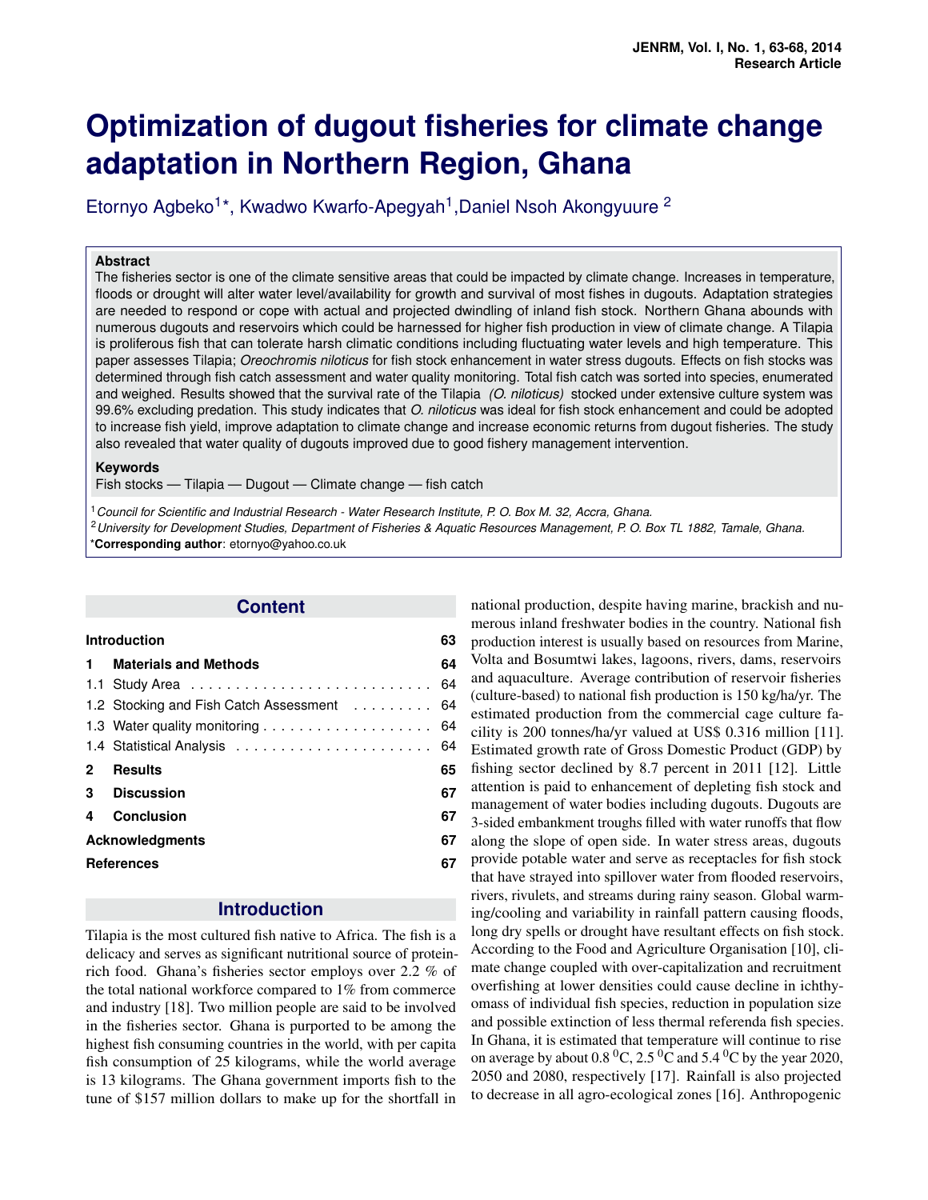# Optimization of dugout fisheries for climate change adaptation in Northern Region, Ghana

Etornyo Agbeko[1]*, Kwadwo Kwarfo-Apegyah[1], Daniel Nsoh Akongyuure [2]

**Abstract**

The fisheries sector is one of the climate sensitive areas that could be impacted by climate change. Increases in temperature, floods or drought will alter water level/availability for growth and survival of most fishes in dugouts. Adaptation strategies are needed to respond or cope with actual and projected dwindling of inland fish stock. Northern Ghana abounds with numerous dugouts and reservoirs which could be harnessed for higher fish production in view of climate change. A Tilapia is proliferous fish that can tolerate harsh climatic conditions including fluctuating water levels and high temperature. This paper assesses Tilapia; *Oreochromis niloticus* for fish stock enhancement in water stress dugouts. Effects on fish stocks was determined through fish catch assessment and water quality monitoring. Total fish catch was sorted into species, enumerated and weighed. Results showed that the survival rate of the Tilapia *(O. niloticus)* stocked under extensive culture system was 99.6% excluding predation. This study indicates that *O. niloticus* was ideal for fish stock enhancement and could be adopted to increase fish yield, improve adaptation to climate change and increase economic returns from dugout fisheries. The study also revealed that water quality of dugouts improved due to good fishery management intervention.

**Keywords**

Fish stocks — Tilapia — Dugout — Climate change — fish catch

[1] *Council for Scientific and Industrial Research - Water Research Institute, P. O. Box M. 32, Accra, Ghana.*
[2] *University for Development Studies, Department of Fisheries & Aquatic Resources Management, P. O. Box TL 1882, Tamale, Ghana.*
***Corresponding author**: etornyo@yahoo.co.uk

## Content

- Introduction — 63
- 1 Materials and Methods — 64
  - 1.1 Study Area — 64
  - 1.2 Stocking and Fish Catch Assessment — 64
  - 1.3 Water quality monitoring — 64
  - 1.4 Statistical Analysis — 64
- 2 Results — 65
- 3 Discussion — 67
- 4 Conclusion — 67
- Acknowledgments — 67
- References — 67

## Introduction

Tilapia is the most cultured fish native to Africa. The fish is a delicacy and serves as significant nutritional source of protein-rich food. Ghana's fisheries sector employs over 2.2 % of the total national workforce compared to 1% from commerce and industry [18]. Two million people are said to be involved in the fisheries sector. Ghana is purported to be among the highest fish consuming countries in the world, with per capita fish consumption of 25 kilograms, while the world average is 13 kilograms. The Ghana government imports fish to the tune of $157 million dollars to make up for the shortfall in national production, despite having marine, brackish and numerous inland freshwater bodies in the country. National fish production interest is usually based on resources from Marine, Volta and Bosumtwi lakes, lagoons, rivers, dams, reservoirs and aquaculture. Average contribution of reservoir fisheries (culture-based) to national fish production is 150 kg/ha/yr. The estimated production from the commercial cage culture facility is 200 tonnes/ha/yr valued at US$ 0.316 million [11]. Estimated growth rate of Gross Domestic Product (GDP) by fishing sector declined by 8.7 percent in 2011 [12]. Little attention is paid to enhancement of depleting fish stock and management of water bodies including dugouts. Dugouts are 3-sided embankment troughs filled with water runoffs that flow along the slope of open side. In water stress areas, dugouts provide potable water and serve as receptacles for fish stock that have strayed into spillover water from flooded reservoirs, rivers, rivulets, and streams during rainy season. Global warming/cooling and variability in rainfall pattern causing floods, long dry spells or drought have resultant effects on fish stock. According to the Food and Agriculture Organisation [10], climate change coupled with over-capitalization and recruitment overfishing at lower densities could cause decline in ichthyomass of individual fish species, reduction in population size and possible extinction of less thermal referenda fish species. In Ghana, it is estimated that temperature will continue to rise on average by about 0.8 $^0$C, 2.5 $^0$C and 5.4 $^0$C by the year 2020, 2050 and 2080, respectively [17]. Rainfall is also projected to decrease in all agro-ecological zones [16]. Anthropogenic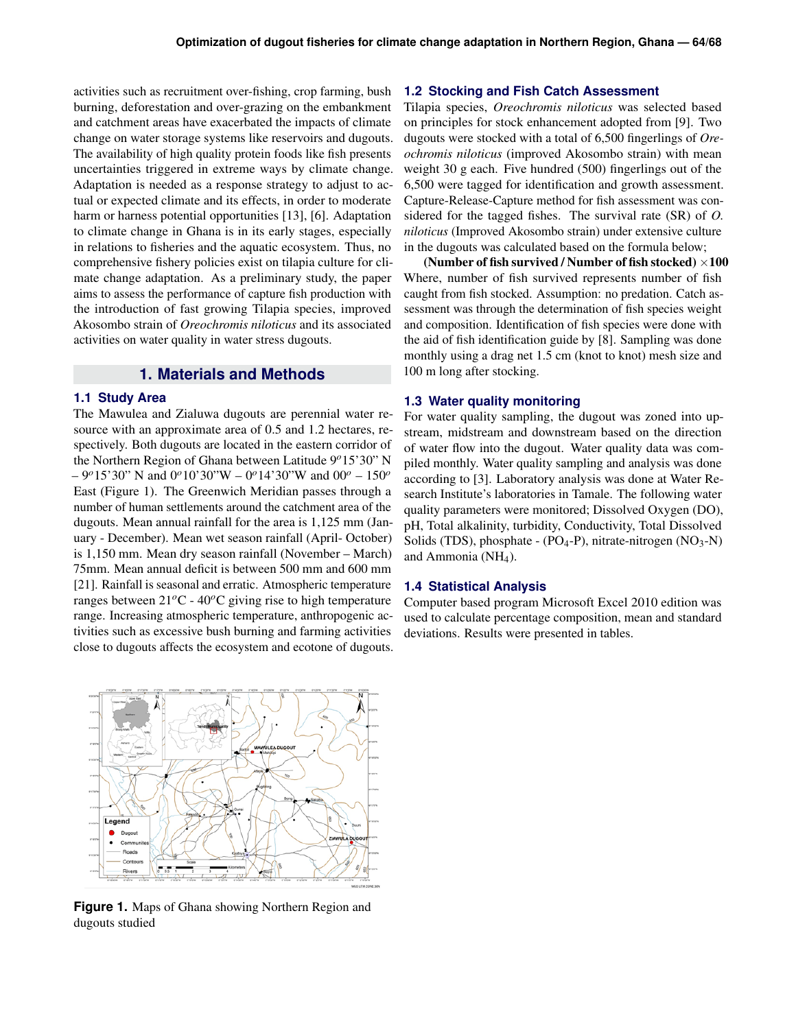activities such as recruitment over-fishing, crop farming, bush burning, deforestation and over-grazing on the embankment and catchment areas have exacerbated the impacts of climate change on water storage systems like reservoirs and dugouts. The availability of high quality protein foods like fish presents uncertainties triggered in extreme ways by climate change. Adaptation is needed as a response strategy to adjust to actual or expected climate and its effects, in order to moderate harm or harness potential opportunities [13], [6]. Adaptation to climate change in Ghana is in its early stages, especially in relations to fisheries and the aquatic ecosystem. Thus, no comprehensive fishery policies exist on tilapia culture for climate change adaptation. As a preliminary study, the paper aims to assess the performance of capture fish production with the introduction of fast growing Tilapia species, improved Akosombo strain of *Oreochromis niloticus* and its associated activities on water quality in water stress dugouts.

## 1. Materials and Methods

### 1.1 Study Area

The Mawulea and Zialuwa dugouts are perennial water resource with an approximate area of 0.5 and 1.2 hectares, respectively. Both dugouts are located in the eastern corridor of the Northern Region of Ghana between Latitude 9$^o$15'30" N – 9$^o$15'30" N and 0$^o$10'30"W – 0$^o$14'30"W and 00$^o$ – 150$^o$ East (Figure 1). The Greenwich Meridian passes through a number of human settlements around the catchment area of the dugouts. Mean annual rainfall for the area is 1,125 mm (January - December). Mean wet season rainfall (April- October) is 1,150 mm. Mean dry season rainfall (November – March) 75mm. Mean annual deficit is between 500 mm and 600 mm [21]. Rainfall is seasonal and erratic. Atmospheric temperature ranges between 21$^o$C - 40$^o$C giving rise to high temperature range. Increasing atmospheric temperature, anthropogenic activities such as excessive bush burning and farming activities close to dugouts affects the ecosystem and ecotone of dugouts.

**Figure 1.** Maps of Ghana showing Northern Region and dugouts studied

### 1.2 Stocking and Fish Catch Assessment

Tilapia species, *Oreochromis niloticus* was selected based on principles for stock enhancement adopted from [9]. Two dugouts were stocked with a total of 6,500 fingerlings of *Oreochromis niloticus* (improved Akosombo strain) with mean weight 30 g each. Five hundred (500) fingerlings out of the 6,500 were tagged for identification and growth assessment. Capture-Release-Capture method for fish assessment was considered for the tagged fishes. The survival rate (SR) of *O. niloticus* (Improved Akosombo strain) under extensive culture in the dugouts was calculated based on the formula below;

$$\textbf{(Number of fish survived / Number of fish stocked)} \times \textbf{100}$$

Where, number of fish survived represents number of fish caught from fish stocked. Assumption: no predation. Catch assessment was through the determination of fish species weight and composition. Identification of fish species were done with the aid of fish identification guide by [8]. Sampling was done monthly using a drag net 1.5 cm (knot to knot) mesh size and 100 m long after stocking.

### 1.3 Water quality monitoring

For water quality sampling, the dugout was zoned into upstream, midstream and downstream based on the direction of water flow into the dugout. Water quality data was compiled monthly. Water quality sampling and analysis was done according to [3]. Laboratory analysis was done at Water Research Institute's laboratories in Tamale. The following water quality parameters were monitored; Dissolved Oxygen (DO), pH, Total alkalinity, turbidity, Conductivity, Total Dissolved Solids (TDS), phosphate - ($PO_4$-P), nitrate-nitrogen ($NO_3$-N) and Ammonia ($NH_4$).

### 1.4 Statistical Analysis

Computer based program Microsoft Excel 2010 edition was used to calculate percentage composition, mean and standard deviations. Results were presented in tables.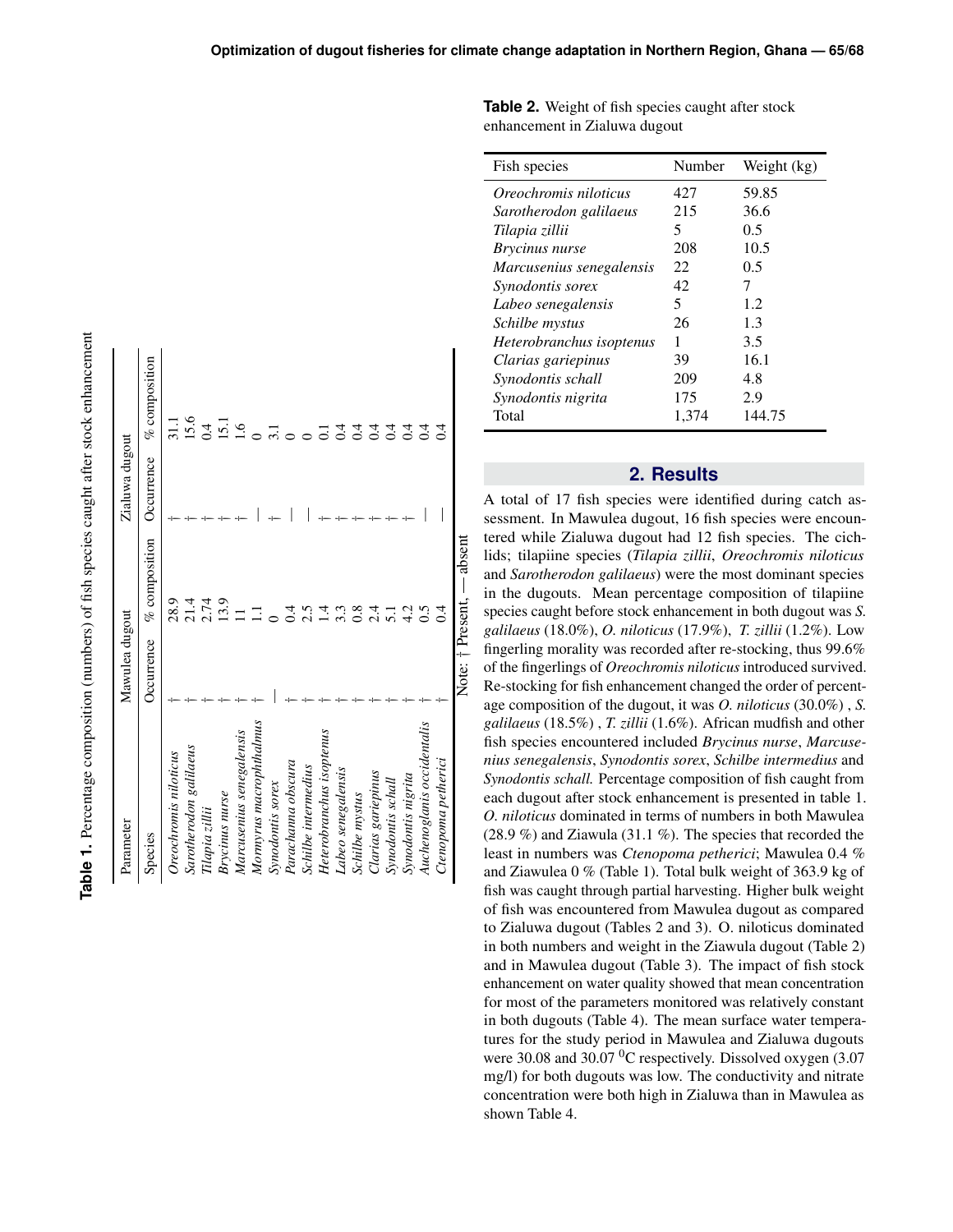**Table 1.** Percentage composition (numbers) of fish species caught after stock enhancement

| Parameter | Mawulea dugout | | Zialuwa dugout | |
|---|---|---|---|---|
| Species | Occurrence | % composition | Occurrence | % composition |
| *Oreochromis niloticus* | + | 28.9 | + | 31.1 |
| *Sarotherodon galilaeus* | + | 21.4 | + | 15.6 |
| *Tilapia zillii* | + | 2.74 | + | 0.4 |
| *Brycinus nurse* | + | 13.9 | + | 15.1 |
| *Marcusenius senegalensis* | + | 11 | + | 1.6 |
| *Mormyrus macrophthalmus* | + | 1.1 | — | 0 |
| *Synodontis sorex* | — | 0 | + | 3.1 |
| *Parachanna obscura* | + | 0.4 | — | 0 |
| *Schilbe intermedius* | + | 2.5 | — | 0 |
| *Heterobranchus isoptenus* | + | 1.4 | + | 0.1 |
| *Labeo senegalensis* | + | 3.3 | + | 0.4 |
| *Schilbe mystus* | + | 0.8 | + | 0.4 |
| *Clarias gariepinus* | + | 2.4 | + | 0.4 |
| *Synodontis schall* | + | 5.1 | + | 0.4 |
| *Synodontis nigrita* | + | 4.2 | + | 0.4 |
| *Auchenoglanis occidentalis* | + | 0.5 | — | 0.4 |
| *Ctenopoma petherici* | + | 0.4 | — | 0.4 |

Note: + Present, — absent

**Table 2.** Weight of fish species caught after stock enhancement in Zialuwa dugout

| Fish species | Number | Weight (kg) |
|---|---|---|
| *Oreochromis niloticus* | 427 | 59.85 |
| *Sarotherodon galilaeus* | 215 | 36.6 |
| *Tilapia zillii* | 5 | 0.5 |
| *Brycinus nurse* | 208 | 10.5 |
| *Marcusenius senegalensis* | 22 | 0.5 |
| *Synodontis sorex* | 42 | 7 |
| *Labeo senegalensis* | 5 | 1.2 |
| *Schilbe mystus* | 26 | 1.3 |
| *Heterobranchus isoptenus* | 1 | 3.5 |
| *Clarias gariepinus* | 39 | 16.1 |
| *Synodontis schall* | 209 | 4.8 |
| *Synodontis nigrita* | 175 | 2.9 |
| Total | 1,374 | 144.75 |

## 2. Results

A total of 17 fish species were identified during catch assessment. In Mawulea dugout, 16 fish species were encountered while Zialuwa dugout had 12 fish species. The cichlids; tilapiine species (*Tilapia zillii*, *Oreochromis niloticus* and *Sarotherodon galilaeus*) were the most dominant species in the dugouts. Mean percentage composition of tilapiine species caught before stock enhancement in both dugout was *S. galilaeus* (18.0%), *O. niloticus* (17.9%), *T. zillii* (1.2%). Low fingerling morality was recorded after re-stocking, thus 99.6% of the fingerlings of *Oreochromis niloticus* introduced survived. Re-stocking for fish enhancement changed the order of percentage composition of the dugout, it was *O. niloticus* (30.0%) , *S. galilaeus* (18.5%) , *T. zillii* (1.6%). African mudfish and other fish species encountered included *Brycinus nurse*, *Marcusenius senegalensis*, *Synodontis sorex*, *Schilbe intermedius* and *Synodontis schall.* Percentage composition of fish caught from each dugout after stock enhancement is presented in table 1. *O. niloticus* dominated in terms of numbers in both Mawulea (28.9 %) and Ziawula (31.1 %). The species that recorded the least in numbers was *Ctenopoma petherici*; Mawulea 0.4 % and Ziawulea 0 % (Table 1). Total bulk weight of 363.9 kg of fish was caught through partial harvesting. Higher bulk weight of fish was encountered from Mawulea dugout as compared to Zialuwa dugout (Tables 2 and 3). O. niloticus dominated in both numbers and weight in the Ziawula dugout (Table 2) and in Mawulea dugout (Table 3). The impact of fish stock enhancement on water quality showed that mean concentration for most of the parameters monitored was relatively constant in both dugouts (Table 4). The mean surface water temperatures for the study period in Mawulea and Zialuwa dugouts were 30.08 and 30.07 $^{0}$C respectively. Dissolved oxygen (3.07 mg/l) for both dugouts was low. The conductivity and nitrate concentration were both high in Zialuwa than in Mawulea as shown Table 4.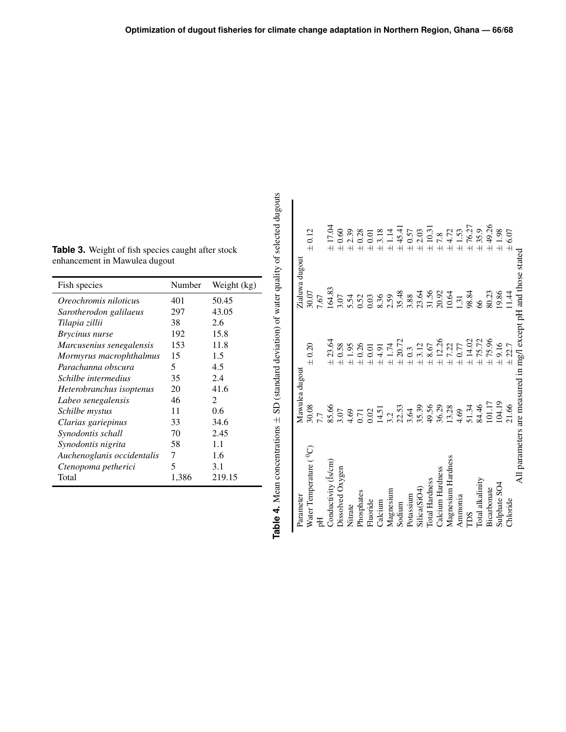**Table 3.** Weight of fish species caught after stock enhancement in Mawulea dugout

| Fish species | Number | Weight (kg) |
|---|---|---|
| *Oreochromis niloticus* | 401 | 50.45 |
| *Sarotherodon galilaeus* | 297 | 43.05 |
| *Tilapia zillii* | 38 | 2.6 |
| *Brycinus nurse* | 192 | 15.8 |
| *Marcusenius senegalensis* | 153 | 11.8 |
| *Mormyrus macrophthalmus* | 15 | 1.5 |
| *Parachanna obscura* | 5 | 4.5 |
| *Schilbe intermedius* | 35 | 2.4 |
| *Heterobranchus isoptenus* | 20 | 41.6 |
| *Labeo senegalensis* | 46 | 2 |
| *Schilbe mystus* | 11 | 0.6 |
| *Clarias gariepinus* | 33 | 34.6 |
| *Synodontis schall* | 70 | 2.45 |
| *Synodontis nigrita* | 58 | 1.1 |
| *Auchenoglanis occidentalis* | 7 | 1.6 |
| *Ctenopoma petherici* | 5 | 3.1 |
| Total | 1,386 | 219.15 |

**Table 4.** Mean concentrations ± SD (standard deviation) of water quality of selected dugouts

| Parameter | Mawulea dugout | | Zialuwa dugout | |
|---|---|---|---|---|
| Water Temperature ($^0$C) | 30.08 | ± 0.20 | 30.07 | ± 0.12 |
| pH | 7.7 | | 7.67 | |
| Conductivity (Ìs/cm) | 85.66 | ± 23.64 | 164.83 | ± 17.04 |
| Dissolved Oxygen | 3.07 | ± 0.58 | 3.07 | ± 0.60 |
| Nitrate | 4.69 | ± 1.95 | 5.54 | ± 2.39 |
| Phosphates | 0.71 | ± 0.26 | 0.52 | ± 0.28 |
| Fluoride | 0.02 | ± 0.01 | 0.03 | ± 0.01 |
| Calcium | 14.51 | ± 4.91 | 8.36 | ± 3.18 |
| Magnesium | 3.2 | ± 1.74 | 2.59 | ± 1.14 |
| Sodium | 22.53 | ± 20.72 | 35.48 | ± 45.41 |
| Potassium | 3.64 | ± 0.3 | 3.88 | ± 0.57 |
| Silica(SiO4) | 35.39 | ± 3.12 | 23.64 | ± 2.03 |
| Total Hardness | 49.56 | ± 8.67 | 31.56 | ± 10.31 |
| Calcium Hardness | 36.29 | ± 12.26 | 20.92 | ± 7.8 |
| Magnesium Hardness | 13.28 | ± 7.22 | 10.64 | ± 4.72 |
| Ammonia | 4.69 | ± 0.77 | 1.31 | ± 1.53 |
| TDS | 51.34 | ± 14.02 | 98.84 | ± 76.27 |
| Total alkalinity | 84.46 | ± 75.72 | 66 | ± 35.9 |
| Bicarbonate | 101.17 | ± 75.96 | 80.23 | ± 49.26 |
| Sulphate SO4 | 104.19 | ± 9.16 | 19.86 | ± 1.98 |
| Chloride | 21.66 | ± 22.7 | 11.44 | ± 6.07 |

All parameters are measured in mg/l except pH and those stated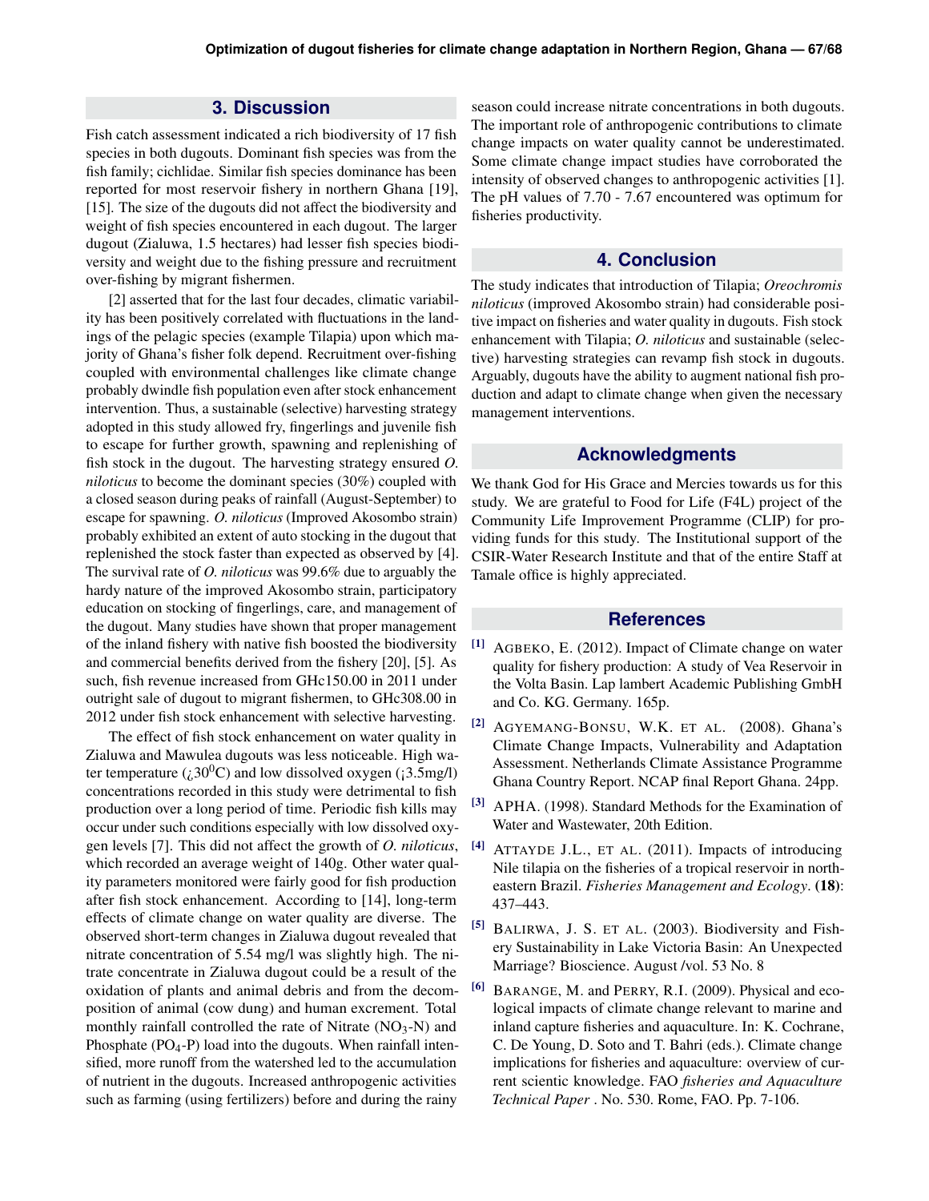## 3. Discussion

Fish catch assessment indicated a rich biodiversity of 17 fish species in both dugouts. Dominant fish species was from the fish family; cichlidae. Similar fish species dominance has been reported for most reservoir fishery in northern Ghana [19], [15]. The size of the dugouts did not affect the biodiversity and weight of fish species encountered in each dugout. The larger dugout (Zialuwa, 1.5 hectares) had lesser fish species biodiversity and weight due to the fishing pressure and recruitment over-fishing by migrant fishermen.

[2] asserted that for the last four decades, climatic variability has been positively correlated with fluctuations in the landings of the pelagic species (example Tilapia) upon which majority of Ghana's fisher folk depend. Recruitment over-fishing coupled with environmental challenges like climate change probably dwindle fish population even after stock enhancement intervention. Thus, a sustainable (selective) harvesting strategy adopted in this study allowed fry, fingerlings and juvenile fish to escape for further growth, spawning and replenishing of fish stock in the dugout. The harvesting strategy ensured *O. niloticus* to become the dominant species (30%) coupled with a closed season during peaks of rainfall (August-September) to escape for spawning. *O. niloticus* (Improved Akosombo strain) probably exhibited an extent of auto stocking in the dugout that replenished the stock faster than expected as observed by [4]. The survival rate of *O. niloticus* was 99.6% due to arguably the hardy nature of the improved Akosombo strain, participatory education on stocking of fingerlings, care, and management of the dugout. Many studies have shown that proper management of the inland fishery with native fish boosted the biodiversity and commercial benefits derived from the fishery [20], [5]. As such, fish revenue increased from GHc150.00 in 2011 under outright sale of dugout to migrant fishermen, to GHc308.00 in 2012 under fish stock enhancement with selective harvesting.

The effect of fish stock enhancement on water quality in Zialuwa and Mawulea dugouts was less noticeable. High water temperature (¿$30^{0}$C) and low dissolved oxygen (¡3.5mg/l) concentrations recorded in this study were detrimental to fish production over a long period of time. Periodic fish kills may occur under such conditions especially with low dissolved oxygen levels [7]. This did not affect the growth of *O. niloticus*, which recorded an average weight of 140g. Other water quality parameters monitored were fairly good for fish production after fish stock enhancement. According to [14], long-term effects of climate change on water quality are diverse. The observed short-term changes in Zialuwa dugout revealed that nitrate concentration of 5.54 mg/l was slightly high. The nitrate concentrate in Zialuwa dugout could be a result of the oxidation of plants and animal debris and from the decomposition of animal (cow dung) and human excrement. Total monthly rainfall controlled the rate of Nitrate ($NO_3$-N) and Phosphate ($PO_4$-P) load into the dugouts. When rainfall intensified, more runoff from the watershed led to the accumulation of nutrient in the dugouts. Increased anthropogenic activities such as farming (using fertilizers) before and during the rainy season could increase nitrate concentrations in both dugouts. The important role of anthropogenic contributions to climate change impacts on water quality cannot be underestimated. Some climate change impact studies have corroborated the intensity of observed changes to anthropogenic activities [1]. The pH values of 7.70 - 7.67 encountered was optimum for fisheries productivity.

## 4. Conclusion

The study indicates that introduction of Tilapia; *Oreochromis niloticus* (improved Akosombo strain) had considerable positive impact on fisheries and water quality in dugouts. Fish stock enhancement with Tilapia; *O. niloticus* and sustainable (selective) harvesting strategies can revamp fish stock in dugouts. Arguably, dugouts have the ability to augment national fish production and adapt to climate change when given the necessary management interventions.

## Acknowledgments

We thank God for His Grace and Mercies towards us for this study. We are grateful to Food for Life (F4L) project of the Community Life Improvement Programme (CLIP) for providing funds for this study. The Institutional support of the CSIR-Water Research Institute and that of the entire Staff at Tamale office is highly appreciated.

## References

[1] AGBEKO, E. (2012). Impact of Climate change on water quality for fishery production: A study of Vea Reservoir in the Volta Basin. Lap lambert Academic Publishing GmbH and Co. KG. Germany. 165p.

[2] AGYEMANG-BONSU, W.K. ET AL. (2008). Ghana's Climate Change Impacts, Vulnerability and Adaptation Assessment. Netherlands Climate Assistance Programme Ghana Country Report. NCAP final Report Ghana. 24pp.

[3] APHA. (1998). Standard Methods for the Examination of Water and Wastewater, 20th Edition.

[4] ATTAYDE J.L., ET AL. (2011). Impacts of introducing Nile tilapia on the fisheries of a tropical reservoir in northeastern Brazil. *Fisheries Management and Ecology*. **(18)**: 437–443.

[5] BALIRWA, J. S. ET AL. (2003). Biodiversity and Fishery Sustainability in Lake Victoria Basin: An Unexpected Marriage? Bioscience. August /vol. 53 No. 8

[6] BARANGE, M. and PERRY, R.I. (2009). Physical and ecological impacts of climate change relevant to marine and inland capture fisheries and aquaculture. In: K. Cochrane, C. De Young, D. Soto and T. Bahri (eds.). Climate change implications for fisheries and aquaculture: overview of current scientic knowledge. FAO *fisheries and Aquaculture Technical Paper* . No. 530. Rome, FAO. Pp. 7-106.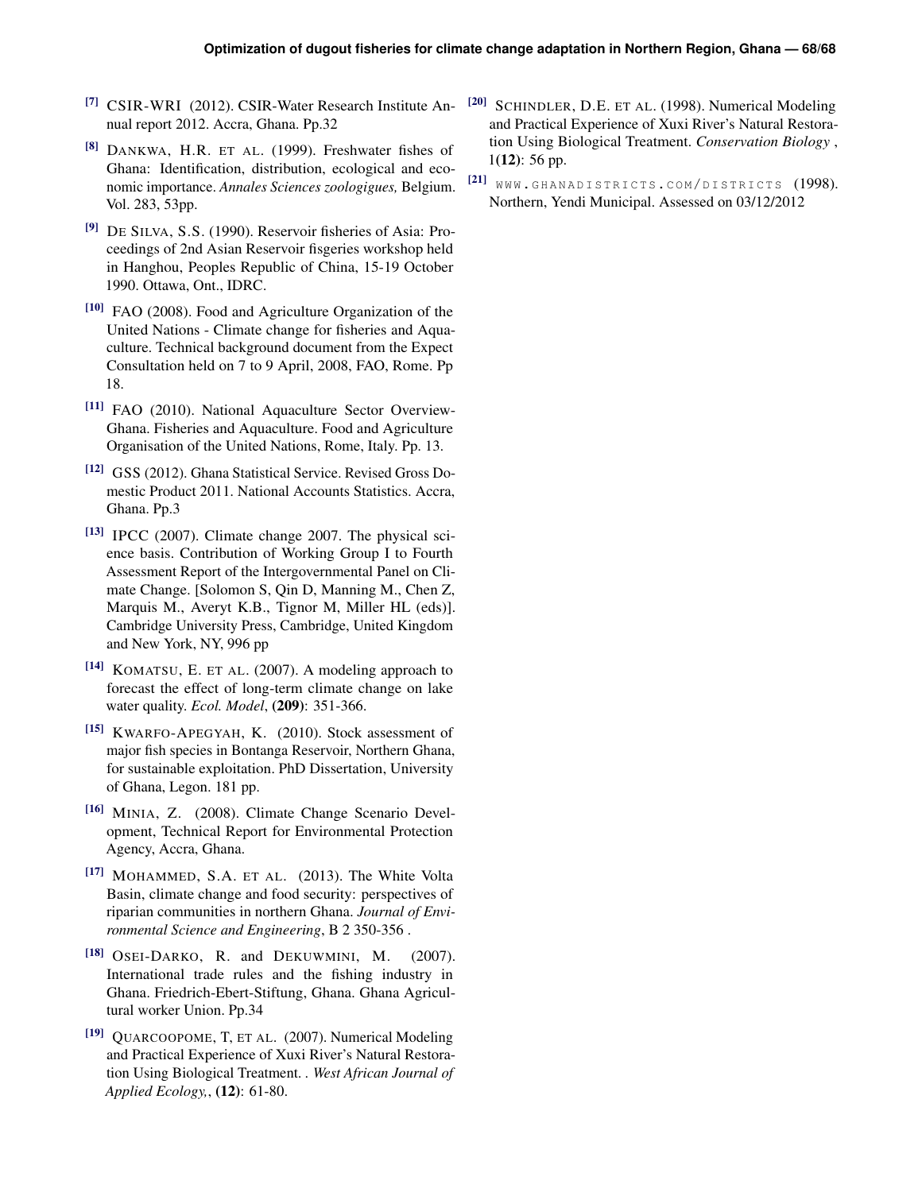[7] CSIR-WRI (2012). CSIR-Water Research Institute Annual report 2012. Accra, Ghana. Pp.32

[8] DANKWA, H.R. ET AL. (1999). Freshwater fishes of Ghana: Identification, distribution, ecological and economic importance. *Annales Sciences zoologigues,* Belgium. Vol. 283, 53pp.

[9] DE SILVA, S.S. (1990). Reservoir fisheries of Asia: Proceedings of 2nd Asian Reservoir fisgeries workshop held in Hanghou, Peoples Republic of China, 15-19 October 1990. Ottawa, Ont., IDRC.

[10] FAO (2008). Food and Agriculture Organization of the United Nations - Climate change for fisheries and Aquaculture. Technical background document from the Expect Consultation held on 7 to 9 April, 2008, FAO, Rome. Pp 18.

[11] FAO (2010). National Aquaculture Sector Overview-Ghana. Fisheries and Aquaculture. Food and Agriculture Organisation of the United Nations, Rome, Italy. Pp. 13.

[12] GSS (2012). Ghana Statistical Service. Revised Gross Domestic Product 2011. National Accounts Statistics. Accra, Ghana. Pp.3

[13] IPCC (2007). Climate change 2007. The physical science basis. Contribution of Working Group I to Fourth Assessment Report of the Intergovernmental Panel on Climate Change. [Solomon S, Qin D, Manning M., Chen Z, Marquis M., Averyt K.B., Tignor M, Miller HL (eds)]. Cambridge University Press, Cambridge, United Kingdom and New York, NY, 996 pp

[14] KOMATSU, E. ET AL. (2007). A modeling approach to forecast the effect of long-term climate change on lake water quality. *Ecol. Model*, **(209)**: 351-366.

[15] KWARFO-APEGYAH, K. (2010). Stock assessment of major fish species in Bontanga Reservoir, Northern Ghana, for sustainable exploitation. PhD Dissertation, University of Ghana, Legon. 181 pp.

[16] MINIA, Z. (2008). Climate Change Scenario Development, Technical Report for Environmental Protection Agency, Accra, Ghana.

[17] MOHAMMED, S.A. ET AL. (2013). The White Volta Basin, climate change and food security: perspectives of riparian communities in northern Ghana. *Journal of Environmental Science and Engineering*, B 2 350-356 .

[18] OSEI-DARKO, R. and DEKUWMINI, M. (2007). International trade rules and the fishing industry in Ghana. Friedrich-Ebert-Stiftung, Ghana. Ghana Agricultural worker Union. Pp.34

[19] QUARCOOPOME, T, ET AL. (2007). Numerical Modeling and Practical Experience of Xuxi River's Natural Restoration Using Biological Treatment. . *West African Journal of Applied Ecology,*, **(12)**: 61-80.

[20] SCHINDLER, D.E. ET AL. (1998). Numerical Modeling and Practical Experience of Xuxi River's Natural Restoration Using Biological Treatment. *Conservation Biology* , 1(**12**): 56 pp.

[21] WWW.GHANADISTRICTS.COM/DISTRICTS (1998). Northern, Yendi Municipal. Assessed on 03/12/2012